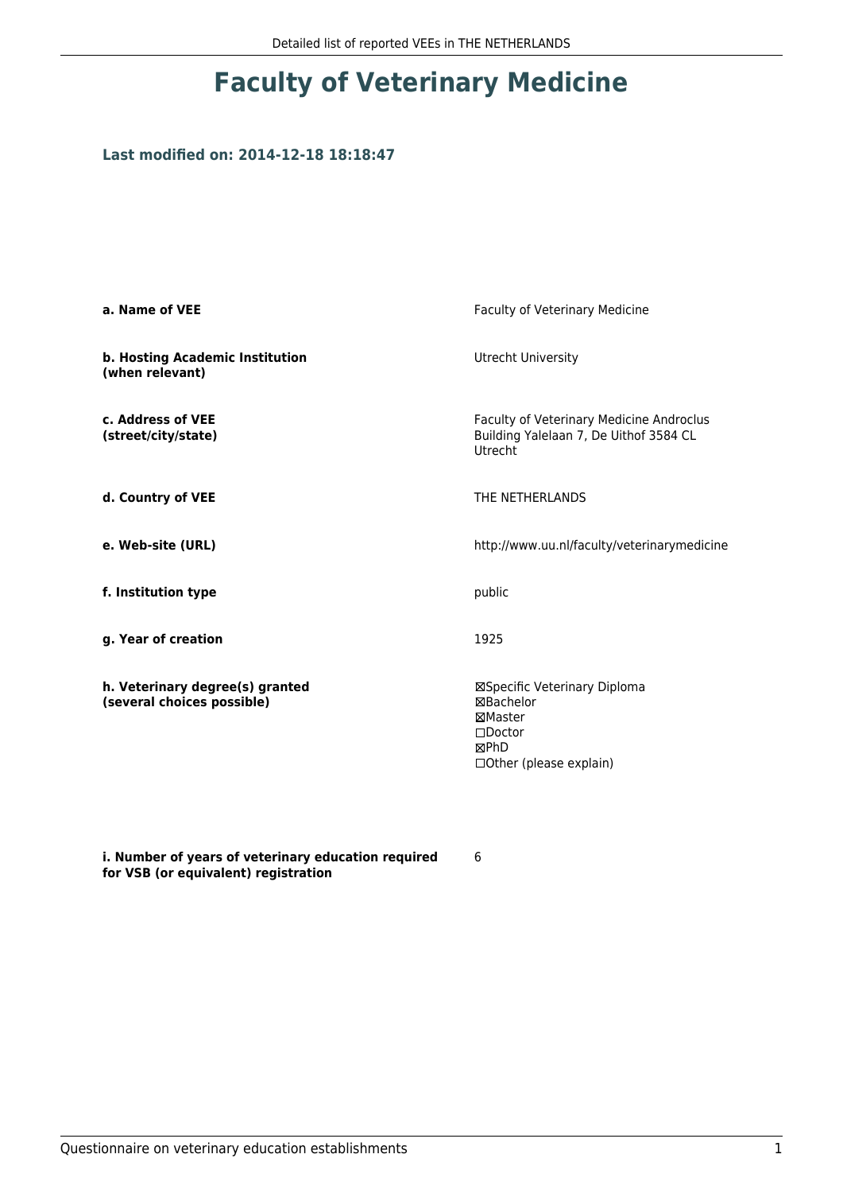# Faculty of Veterinary Medicine

### Last modified on: 2014-12-18 18:18:47

| | |
|---|---|
| **a. Name of VEE** | Faculty of Veterinary Medicine |
| **b. Hosting Academic Institution (when relevant)** | Utrecht University |
| **c. Address of VEE (street/city/state)** | Faculty of Veterinary Medicine Androclus Building Yalelaan 7, De Uithof 3584 CL Utrecht |
| **d. Country of VEE** | THE NETHERLANDS |
| **e. Web-site (URL)** | http://www.uu.nl/faculty/veterinarymedicine |
| **f. Institution type** | public |
| **g. Year of creation** | 1925 |
| **h. Veterinary degree(s) granted (several choices possible)** | ☒Specific Veterinary Diploma<br>☒Bachelor<br>☒Master<br>☐Doctor<br>☒PhD<br>☐Other (please explain) |
| **i. Number of years of veterinary education required for VSB (or equivalent) registration** | 6 |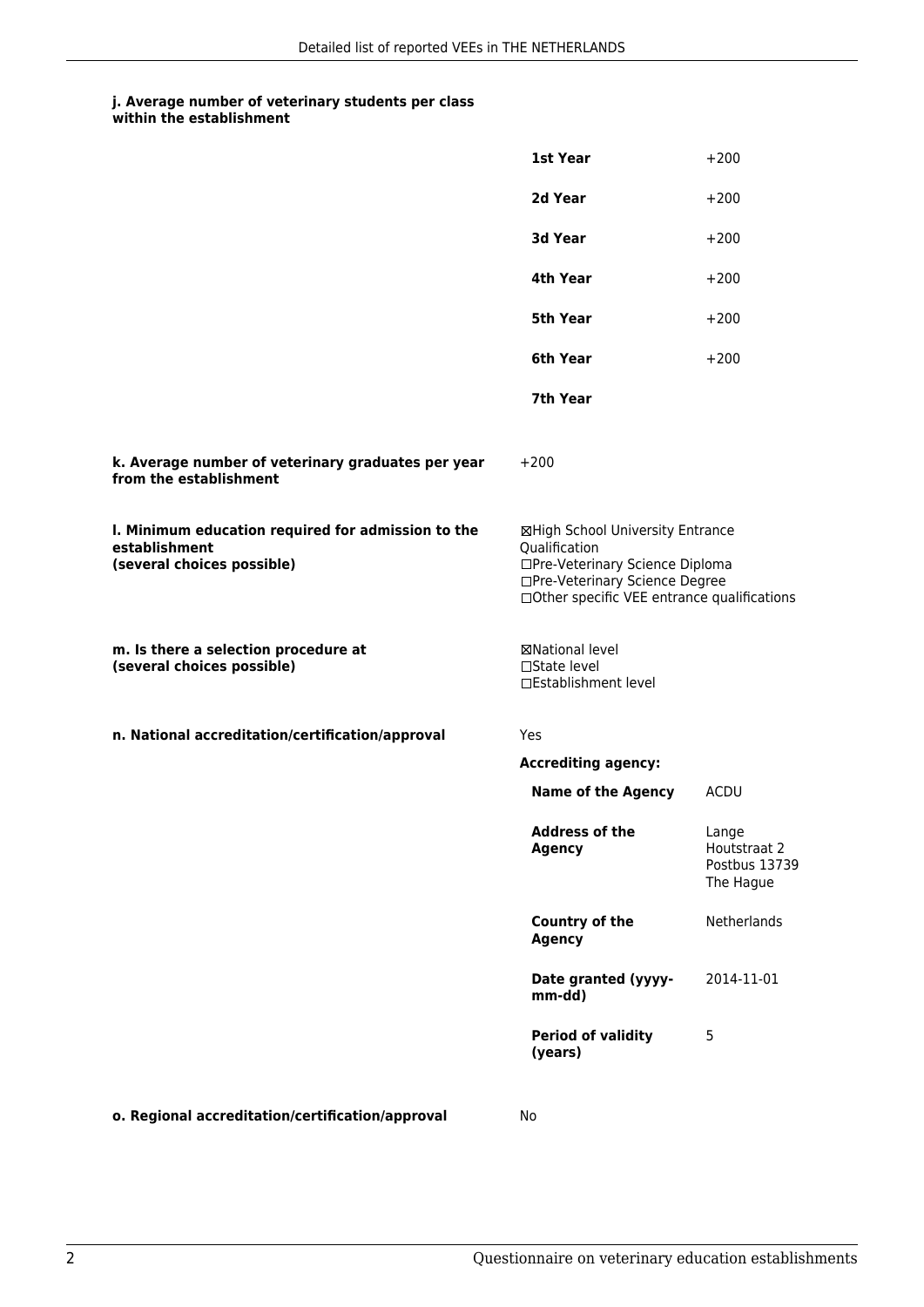**j. Average number of veterinary students per class within the establishment**

| | |
|---|---|
| **1st Year** | +200 |
| **2d Year** | +200 |
| **3d Year** | +200 |
| **4th Year** | +200 |
| **5th Year** | +200 |
| **6th Year** | +200 |
| **7th Year** | |

**k. Average number of veterinary graduates per year from the establishment**

+200

**l. Minimum education required for admission to the establishment (several choices possible)**

☒High School University Entrance Qualification
☐Pre-Veterinary Science Diploma
☐Pre-Veterinary Science Degree
☐Other specific VEE entrance qualifications

**m. Is there a selection procedure at (several choices possible)**

☒National level
☐State level
☐Establishment level

**n. National accreditation/certification/approval**

Yes

**Accrediting agency:**

| | |
|---|---|
| **Name of the Agency** | ACDU |
| **Address of the Agency** | Lange Houtstraat 2 Postbus 13739 The Hague |
| **Country of the Agency** | Netherlands |
| **Date granted (yyyy-mm-dd)** | 2014-11-01 |
| **Period of validity (years)** | 5 |

**o. Regional accreditation/certification/approval**

No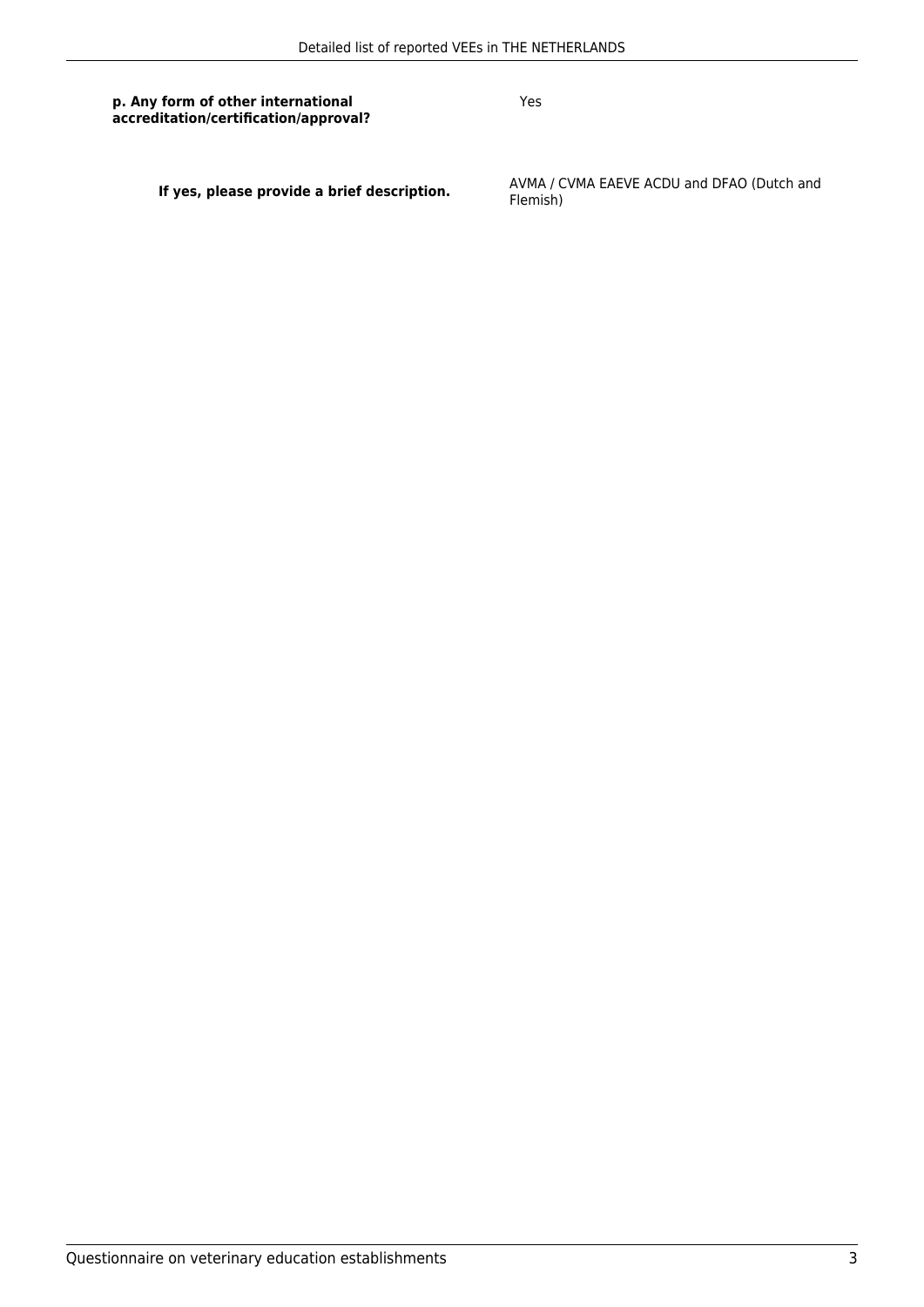**p. Any form of other international accreditation/certification/approval?**

Yes

**If yes, please provide a brief description.**

AVMA / CVMA EAEVE ACDU and DFAO (Dutch and Flemish)